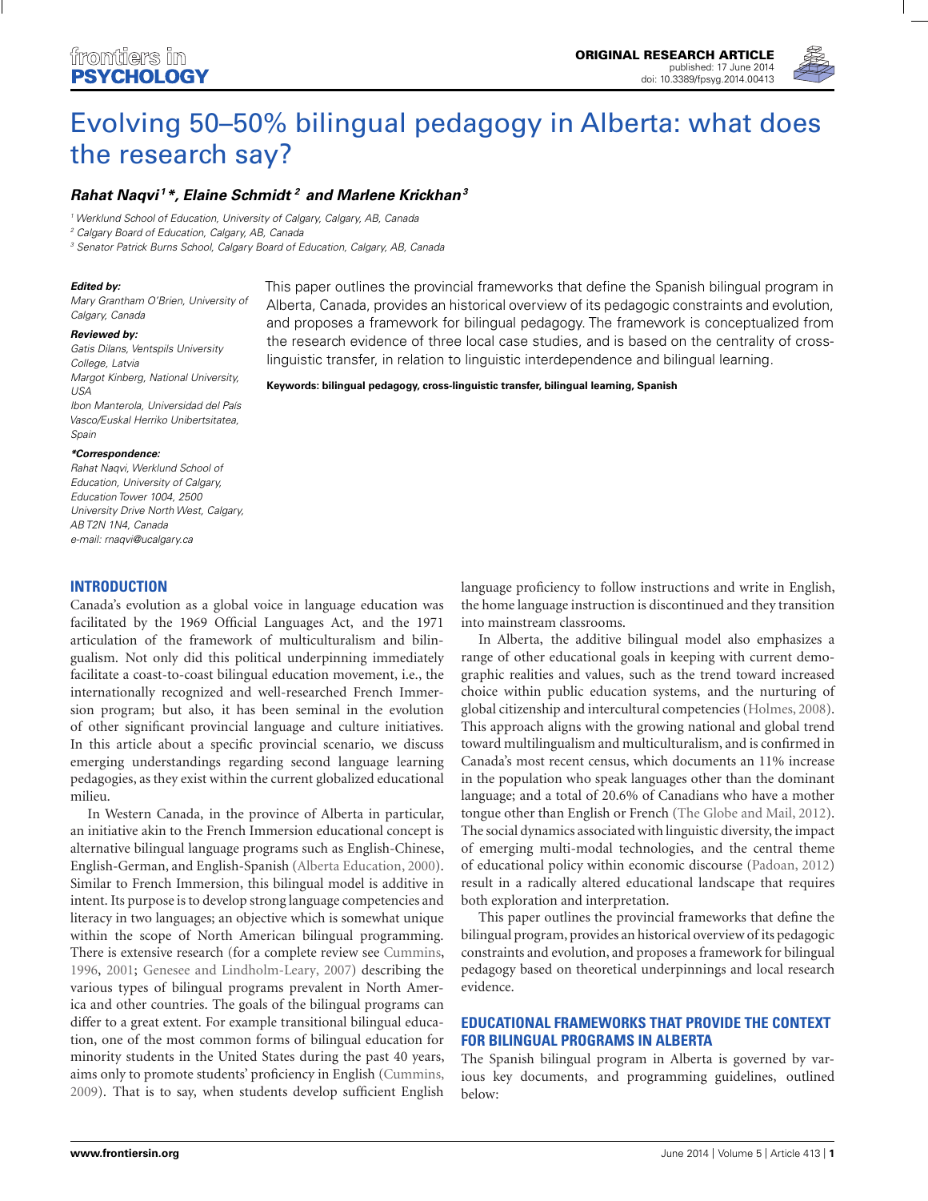ORIGINAL RESEARCH ARTICLE
published: 17 June 2014
doi: 10.3389/fpsyg.2014.00413

# Evolving 50–50% bilingual pedagogy in Alberta: what does the research say?

***Rahat Naqvi[1]\*, Elaine Schmidt[2] and Marlene Krickhan[3]***

[1] *Werklund School of Education, University of Calgary, Calgary, AB, Canada*
[2] *Calgary Board of Education, Calgary, AB, Canada*
[3] *Senator Patrick Burns School, Calgary Board of Education, Calgary, AB, Canada*

***Edited by:***
*Mary Grantham O'Brien, University of Calgary, Canada*

***Reviewed by:***
*Gatis Dilans, Ventspils University College, Latvia*
*Margot Kinberg, National University, USA*
*Ibon Manterola, Universidad del País Vasco/Euskal Herriko Unibertsitatea, Spain*

***\*Correspondence:***
*Rahat Naqvi, Werklund School of Education, University of Calgary, Education Tower 1004, 2500 University Drive North West, Calgary, AB T2N 1N4, Canada*
*e-mail: rnaqvi@ucalgary.ca*

This paper outlines the provincial frameworks that define the Spanish bilingual program in Alberta, Canada, provides an historical overview of its pedagogic constraints and evolution, and proposes a framework for bilingual pedagogy. The framework is conceptualized from the research evidence of three local case studies, and is based on the centrality of cross-linguistic transfer, in relation to linguistic interdependence and bilingual learning.

**Keywords: bilingual pedagogy, cross-linguistic transfer, bilingual learning, Spanish**

## INTRODUCTION

Canada's evolution as a global voice in language education was facilitated by the 1969 Official Languages Act, and the 1971 articulation of the framework of multiculturalism and bilingualism. Not only did this political underpinning immediately facilitate a coast-to-coast bilingual education movement, i.e., the internationally recognized and well-researched French Immersion program; but also, it has been seminal in the evolution of other significant provincial language and culture initiatives. In this article about a specific provincial scenario, we discuss emerging understandings regarding second language learning pedagogies, as they exist within the current globalized educational milieu.

In Western Canada, in the province of Alberta in particular, an initiative akin to the French Immersion educational concept is alternative bilingual language programs such as English-Chinese, English-German, and English-Spanish (Alberta Education, 2000). Similar to French Immersion, this bilingual model is additive in intent. Its purpose is to develop strong language competencies and literacy in two languages; an objective which is somewhat unique within the scope of North American bilingual programming. There is extensive research (for a complete review see Cummins, 1996, 2001; Genesee and Lindholm-Leary, 2007) describing the various types of bilingual programs prevalent in North America and other countries. The goals of the bilingual programs can differ to a great extent. For example transitional bilingual education, one of the most common forms of bilingual education for minority students in the United States during the past 40 years, aims only to promote students' proficiency in English (Cummins, 2009). That is to say, when students develop sufficient English language proficiency to follow instructions and write in English, the home language instruction is discontinued and they transition into mainstream classrooms.

In Alberta, the additive bilingual model also emphasizes a range of other educational goals in keeping with current demographic realities and values, such as the trend toward increased choice within public education systems, and the nurturing of global citizenship and intercultural competencies (Holmes, 2008). This approach aligns with the growing national and global trend toward multilingualism and multiculturalism, and is confirmed in Canada's most recent census, which documents an 11% increase in the population who speak languages other than the dominant language; and a total of 20.6% of Canadians who have a mother tongue other than English or French (The Globe and Mail, 2012). The social dynamics associated with linguistic diversity, the impact of emerging multi-modal technologies, and the central theme of educational policy within economic discourse (Padoan, 2012) result in a radically altered educational landscape that requires both exploration and interpretation.

This paper outlines the provincial frameworks that define the bilingual program, provides an historical overview of its pedagogic constraints and evolution, and proposes a framework for bilingual pedagogy based on theoretical underpinnings and local research evidence.

## EDUCATIONAL FRAMEWORKS THAT PROVIDE THE CONTEXT FOR BILINGUAL PROGRAMS IN ALBERTA

The Spanish bilingual program in Alberta is governed by various key documents, and programming guidelines, outlined below: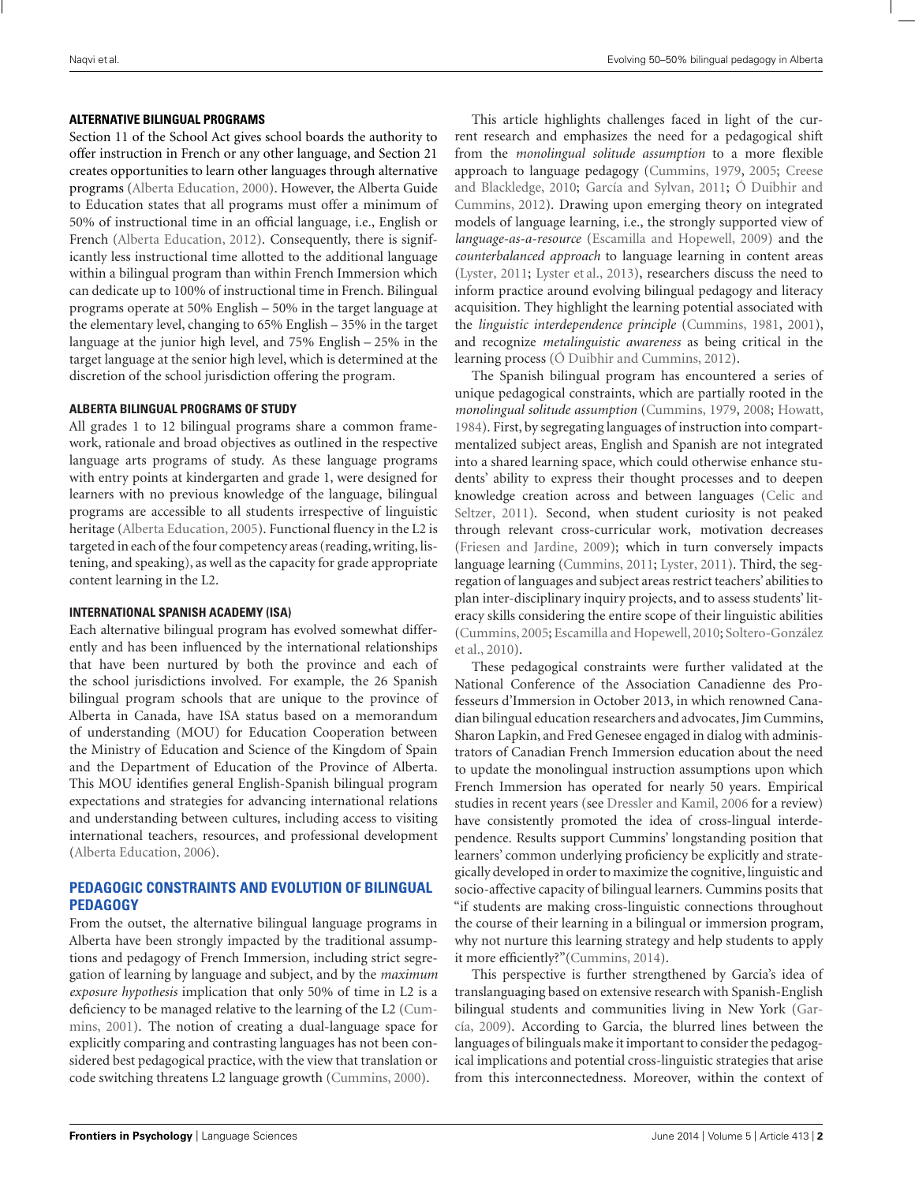### ALTERNATIVE BILINGUAL PROGRAMS

Section 11 of the School Act gives school boards the authority to offer instruction in French or any other language, and Section 21 creates opportunities to learn other languages through alternative programs (Alberta Education, 2000). However, the Alberta Guide to Education states that all programs must offer a minimum of 50% of instructional time in an official language, i.e., English or French (Alberta Education, 2012). Consequently, there is significantly less instructional time allotted to the additional language within a bilingual program than within French Immersion which can dedicate up to 100% of instructional time in French. Bilingual programs operate at 50% English – 50% in the target language at the elementary level, changing to 65% English – 35% in the target language at the junior high level, and 75% English – 25% in the target language at the senior high level, which is determined at the discretion of the school jurisdiction offering the program.

### ALBERTA BILINGUAL PROGRAMS OF STUDY

All grades 1 to 12 bilingual programs share a common framework, rationale and broad objectives as outlined in the respective language arts programs of study. As these language programs with entry points at kindergarten and grade 1, were designed for learners with no previous knowledge of the language, bilingual programs are accessible to all students irrespective of linguistic heritage (Alberta Education, 2005). Functional fluency in the L2 is targeted in each of the four competency areas (reading, writing, listening, and speaking), as well as the capacity for grade appropriate content learning in the L2.

### INTERNATIONAL SPANISH ACADEMY (ISA)

Each alternative bilingual program has evolved somewhat differently and has been influenced by the international relationships that have been nurtured by both the province and each of the school jurisdictions involved. For example, the 26 Spanish bilingual program schools that are unique to the province of Alberta in Canada, have ISA status based on a memorandum of understanding (MOU) for Education Cooperation between the Ministry of Education and Science of the Kingdom of Spain and the Department of Education of the Province of Alberta. This MOU identifies general English-Spanish bilingual program expectations and strategies for advancing international relations and understanding between cultures, including access to visiting international teachers, resources, and professional development (Alberta Education, 2006).

## PEDAGOGIC CONSTRAINTS AND EVOLUTION OF BILINGUAL PEDAGOGY

From the outset, the alternative bilingual language programs in Alberta have been strongly impacted by the traditional assumptions and pedagogy of French Immersion, including strict segregation of learning by language and subject, and by the *maximum exposure hypothesis* implication that only 50% of time in L2 is a deficiency to be managed relative to the learning of the L2 (Cummins, 2001). The notion of creating a dual-language space for explicitly comparing and contrasting languages has not been considered best pedagogical practice, with the view that translation or code switching threatens L2 language growth (Cummins, 2000).

This article highlights challenges faced in light of the current research and emphasizes the need for a pedagogical shift from the *monolingual solitude assumption* to a more flexible approach to language pedagogy (Cummins, 1979, 2005; Creese and Blackledge, 2010; García and Sylvan, 2011; Ó Duibhir and Cummins, 2012). Drawing upon emerging theory on integrated models of language learning, i.e., the strongly supported view of *language-as-a-resource* (Escamilla and Hopewell, 2009) and the *counterbalanced approach* to language learning in content areas (Lyster, 2011; Lyster et al., 2013), researchers discuss the need to inform practice around evolving bilingual pedagogy and literacy acquisition. They highlight the learning potential associated with the *linguistic interdependence principle* (Cummins, 1981, 2001), and recognize *metalinguistic awareness* as being critical in the learning process (Ó Duibhir and Cummins, 2012).

The Spanish bilingual program has encountered a series of unique pedagogical constraints, which are partially rooted in the *monolingual solitude assumption* (Cummins, 1979, 2008; Howatt, 1984). First, by segregating languages of instruction into compartmentalized subject areas, English and Spanish are not integrated into a shared learning space, which could otherwise enhance students' ability to express their thought processes and to deepen knowledge creation across and between languages (Celic and Seltzer, 2011). Second, when student curiosity is not peaked through relevant cross-curricular work, motivation decreases (Friesen and Jardine, 2009); which in turn conversely impacts language learning (Cummins, 2011; Lyster, 2011). Third, the segregation of languages and subject areas restrict teachers' abilities to plan inter-disciplinary inquiry projects, and to assess students' literacy skills considering the entire scope of their linguistic abilities (Cummins, 2005; Escamilla and Hopewell, 2010; Soltero-González et al., 2010).

These pedagogical constraints were further validated at the National Conference of the Association Canadienne des Professeurs d'Immersion in October 2013, in which renowned Canadian bilingual education researchers and advocates, Jim Cummins, Sharon Lapkin, and Fred Genesee engaged in dialog with administrators of Canadian French Immersion education about the need to update the monolingual instruction assumptions upon which French Immersion has operated for nearly 50 years. Empirical studies in recent years (see Dressler and Kamil, 2006 for a review) have consistently promoted the idea of cross-lingual interdependence. Results support Cummins' longstanding position that learners' common underlying proficiency be explicitly and strategically developed in order to maximize the cognitive, linguistic and socio-affective capacity of bilingual learners. Cummins posits that "if students are making cross-linguistic connections throughout the course of their learning in a bilingual or immersion program, why not nurture this learning strategy and help students to apply it more efficiently?"(Cummins, 2014).

This perspective is further strengthened by Garcia's idea of translanguaging based on extensive research with Spanish-English bilingual students and communities living in New York (García, 2009). According to Garcia, the blurred lines between the languages of bilinguals make it important to consider the pedagogical implications and potential cross-linguistic strategies that arise from this interconnectedness. Moreover, within the context of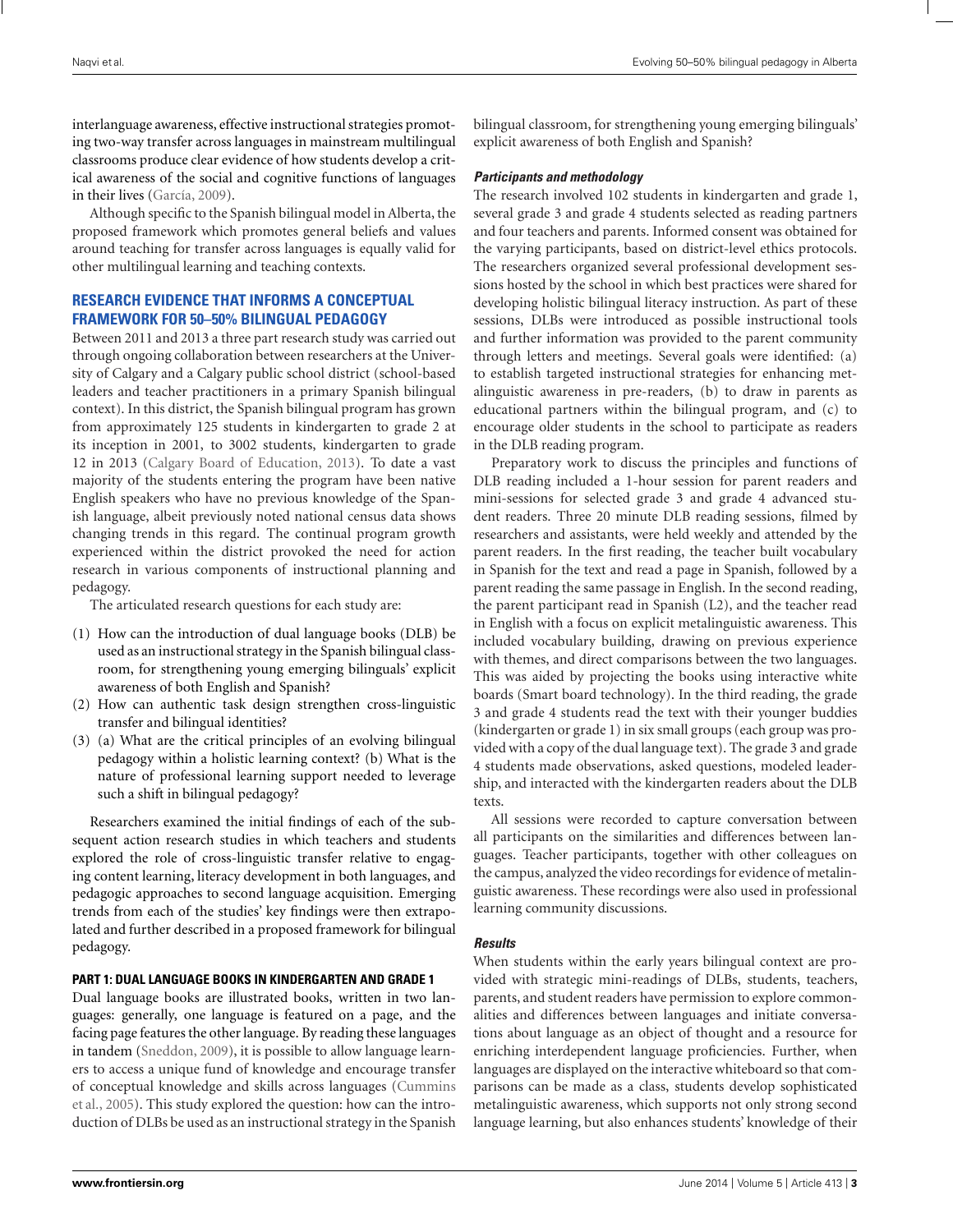interlanguage awareness, effective instructional strategies promoting two-way transfer across languages in mainstream multilingual classrooms produce clear evidence of how students develop a critical awareness of the social and cognitive functions of languages in their lives (García, 2009).

Although specific to the Spanish bilingual model in Alberta, the proposed framework which promotes general beliefs and values around teaching for transfer across languages is equally valid for other multilingual learning and teaching contexts.

## RESEARCH EVIDENCE THAT INFORMS A CONCEPTUAL FRAMEWORK FOR 50–50% BILINGUAL PEDAGOGY

Between 2011 and 2013 a three part research study was carried out through ongoing collaboration between researchers at the University of Calgary and a Calgary public school district (school-based leaders and teacher practitioners in a primary Spanish bilingual context). In this district, the Spanish bilingual program has grown from approximately 125 students in kindergarten to grade 2 at its inception in 2001, to 3002 students, kindergarten to grade 12 in 2013 (Calgary Board of Education, 2013). To date a vast majority of the students entering the program have been native English speakers who have no previous knowledge of the Spanish language, albeit previously noted national census data shows changing trends in this regard. The continual program growth experienced within the district provoked the need for action research in various components of instructional planning and pedagogy.

The articulated research questions for each study are:

(1) How can the introduction of dual language books (DLB) be used as an instructional strategy in the Spanish bilingual classroom, for strengthening young emerging bilinguals' explicit awareness of both English and Spanish?
(2) How can authentic task design strengthen cross-linguistic transfer and bilingual identities?
(3) (a) What are the critical principles of an evolving bilingual pedagogy within a holistic learning context? (b) What is the nature of professional learning support needed to leverage such a shift in bilingual pedagogy?

Researchers examined the initial findings of each of the subsequent action research studies in which teachers and students explored the role of cross-linguistic transfer relative to engaging content learning, literacy development in both languages, and pedagogic approaches to second language acquisition. Emerging trends from each of the studies' key findings were then extrapolated and further described in a proposed framework for bilingual pedagogy.

### PART 1: DUAL LANGUAGE BOOKS IN KINDERGARTEN AND GRADE 1

Dual language books are illustrated books, written in two languages: generally, one language is featured on a page, and the facing page features the other language. By reading these languages in tandem (Sneddon, 2009), it is possible to allow language learners to access a unique fund of knowledge and encourage transfer of conceptual knowledge and skills across languages (Cummins et al., 2005). This study explored the question: how can the introduction of DLBs be used as an instructional strategy in the Spanish bilingual classroom, for strengthening young emerging bilinguals' explicit awareness of both English and Spanish?

#### *Participants and methodology*

The research involved 102 students in kindergarten and grade 1, several grade 3 and grade 4 students selected as reading partners and four teachers and parents. Informed consent was obtained for the varying participants, based on district-level ethics protocols. The researchers organized several professional development sessions hosted by the school in which best practices were shared for developing holistic bilingual literacy instruction. As part of these sessions, DLBs were introduced as possible instructional tools and further information was provided to the parent community through letters and meetings. Several goals were identified: (a) to establish targeted instructional strategies for enhancing metalinguistic awareness in pre-readers, (b) to draw in parents as educational partners within the bilingual program, and (c) to encourage older students in the school to participate as readers in the DLB reading program.

Preparatory work to discuss the principles and functions of DLB reading included a 1-hour session for parent readers and mini-sessions for selected grade 3 and grade 4 advanced student readers. Three 20 minute DLB reading sessions, filmed by researchers and assistants, were held weekly and attended by the parent readers. In the first reading, the teacher built vocabulary in Spanish for the text and read a page in Spanish, followed by a parent reading the same passage in English. In the second reading, the parent participant read in Spanish (L2), and the teacher read in English with a focus on explicit metalinguistic awareness. This included vocabulary building, drawing on previous experience with themes, and direct comparisons between the two languages. This was aided by projecting the books using interactive white boards (Smart board technology). In the third reading, the grade 3 and grade 4 students read the text with their younger buddies (kindergarten or grade 1) in six small groups (each group was provided with a copy of the dual language text). The grade 3 and grade 4 students made observations, asked questions, modeled leadership, and interacted with the kindergarten readers about the DLB texts.

All sessions were recorded to capture conversation between all participants on the similarities and differences between languages. Teacher participants, together with other colleagues on the campus, analyzed the video recordings for evidence of metalinguistic awareness. These recordings were also used in professional learning community discussions.

#### *Results*

When students within the early years bilingual context are provided with strategic mini-readings of DLBs, students, teachers, parents, and student readers have permission to explore commonalities and differences between languages and initiate conversations about language as an object of thought and a resource for enriching interdependent language proficiencies. Further, when languages are displayed on the interactive whiteboard so that comparisons can be made as a class, students develop sophisticated metalinguistic awareness, which supports not only strong second language learning, but also enhances students' knowledge of their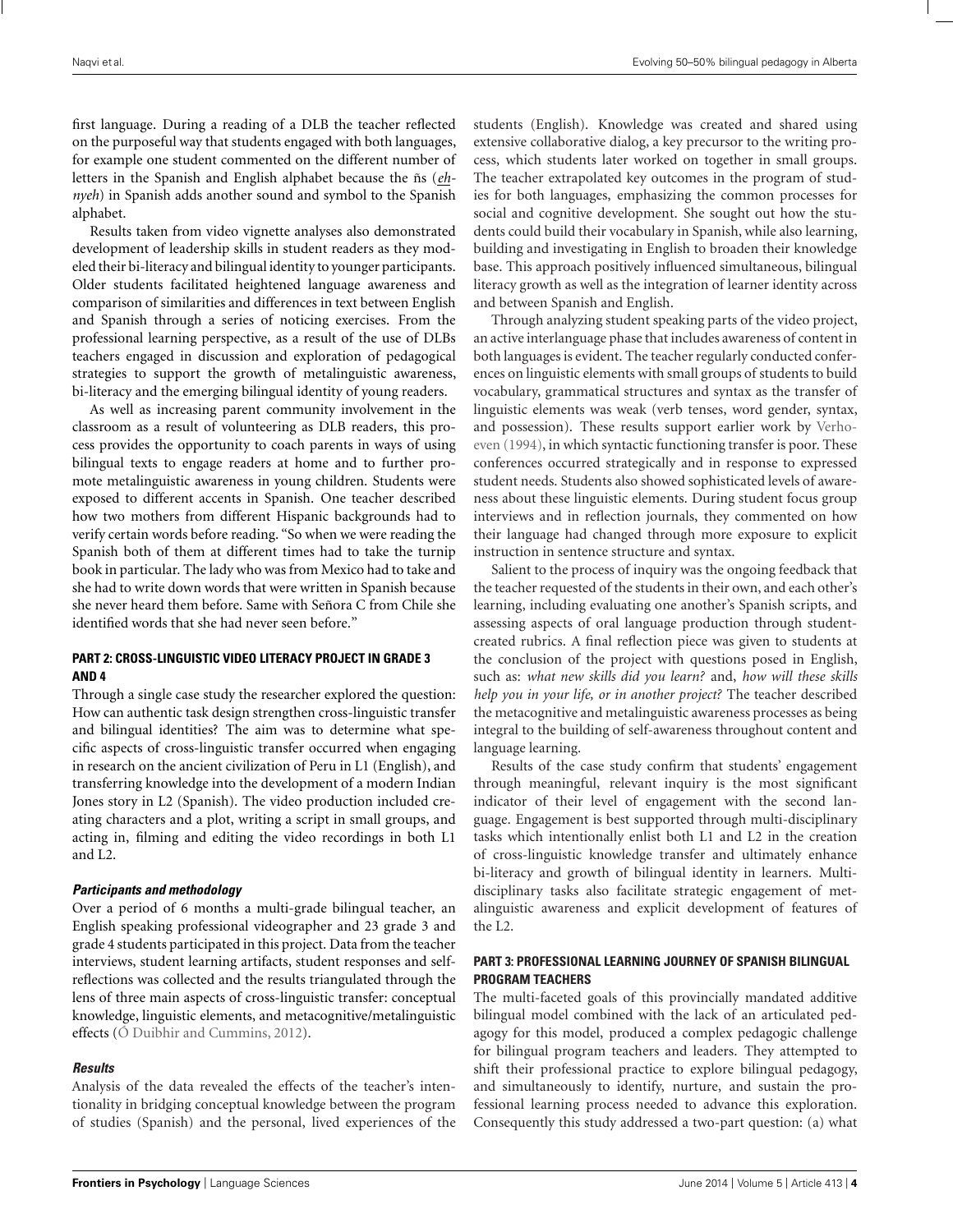first language. During a reading of a DLB the teacher reflected on the purposeful way that students engaged with both languages, for example one student commented on the different number of letters in the Spanish and English alphabet because the ñs (*eh-nyeh*) in Spanish adds another sound and symbol to the Spanish alphabet.

Results taken from video vignette analyses also demonstrated development of leadership skills in student readers as they modeled their bi-literacy and bilingual identity to younger participants. Older students facilitated heightened language awareness and comparison of similarities and differences in text between English and Spanish through a series of noticing exercises. From the professional learning perspective, as a result of the use of DLBs teachers engaged in discussion and exploration of pedagogical strategies to support the growth of metalinguistic awareness, bi-literacy and the emerging bilingual identity of young readers.

As well as increasing parent community involvement in the classroom as a result of volunteering as DLB readers, this process provides the opportunity to coach parents in ways of using bilingual texts to engage readers at home and to further promote metalinguistic awareness in young children. Students were exposed to different accents in Spanish. One teacher described how two mothers from different Hispanic backgrounds had to verify certain words before reading. "So when we were reading the Spanish both of them at different times had to take the turnip book in particular. The lady who was from Mexico had to take and she had to write down words that were written in Spanish because she never heard them before. Same with Señora C from Chile she identified words that she had never seen before."

### PART 2: CROSS-LINGUISTIC VIDEO LITERACY PROJECT IN GRADE 3 AND 4

Through a single case study the researcher explored the question: How can authentic task design strengthen cross-linguistic transfer and bilingual identities? The aim was to determine what specific aspects of cross-linguistic transfer occurred when engaging in research on the ancient civilization of Peru in L1 (English), and transferring knowledge into the development of a modern Indian Jones story in L2 (Spanish). The video production included creating characters and a plot, writing a script in small groups, and acting in, filming and editing the video recordings in both L1 and L2.

#### *Participants and methodology*

Over a period of 6 months a multi-grade bilingual teacher, an English speaking professional videographer and 23 grade 3 and grade 4 students participated in this project. Data from the teacher interviews, student learning artifacts, student responses and self-reflections was collected and the results triangulated through the lens of three main aspects of cross-linguistic transfer: conceptual knowledge, linguistic elements, and metacognitive/metalinguistic effects (Ó Duibhir and Cummins, 2012).

#### *Results*

Analysis of the data revealed the effects of the teacher's intentionality in bridging conceptual knowledge between the program of studies (Spanish) and the personal, lived experiences of the students (English). Knowledge was created and shared using extensive collaborative dialog, a key precursor to the writing process, which students later worked on together in small groups. The teacher extrapolated key outcomes in the program of studies for both languages, emphasizing the common processes for social and cognitive development. She sought out how the students could build their vocabulary in Spanish, while also learning, building and investigating in English to broaden their knowledge base. This approach positively influenced simultaneous, bilingual literacy growth as well as the integration of learner identity across and between Spanish and English.

Through analyzing student speaking parts of the video project, an active interlanguage phase that includes awareness of content in both languages is evident. The teacher regularly conducted conferences on linguistic elements with small groups of students to build vocabulary, grammatical structures and syntax as the transfer of linguistic elements was weak (verb tenses, word gender, syntax, and possession). These results support earlier work by Verhoeven (1994), in which syntactic functioning transfer is poor. These conferences occurred strategically and in response to expressed student needs. Students also showed sophisticated levels of awareness about these linguistic elements. During student focus group interviews and in reflection journals, they commented on how their language had changed through more exposure to explicit instruction in sentence structure and syntax.

Salient to the process of inquiry was the ongoing feedback that the teacher requested of the students in their own, and each other's learning, including evaluating one another's Spanish scripts, and assessing aspects of oral language production through student-created rubrics. A final reflection piece was given to students at the conclusion of the project with questions posed in English, such as: *what new skills did you learn?* and, *how will these skills help you in your life, or in another project?* The teacher described the metacognitive and metalinguistic awareness processes as being integral to the building of self-awareness throughout content and language learning.

Results of the case study confirm that students' engagement through meaningful, relevant inquiry is the most significant indicator of their level of engagement with the second language. Engagement is best supported through multi-disciplinary tasks which intentionally enlist both L1 and L2 in the creation of cross-linguistic knowledge transfer and ultimately enhance bi-literacy and growth of bilingual identity in learners. Multi-disciplinary tasks also facilitate strategic engagement of metalinguistic awareness and explicit development of features of the L2.

### PART 3: PROFESSIONAL LEARNING JOURNEY OF SPANISH BILINGUAL PROGRAM TEACHERS

The multi-faceted goals of this provincially mandated additive bilingual model combined with the lack of an articulated pedagogy for this model, produced a complex pedagogic challenge for bilingual program teachers and leaders. They attempted to shift their professional practice to explore bilingual pedagogy, and simultaneously to identify, nurture, and sustain the professional learning process needed to advance this exploration. Consequently this study addressed a two-part question: (a) what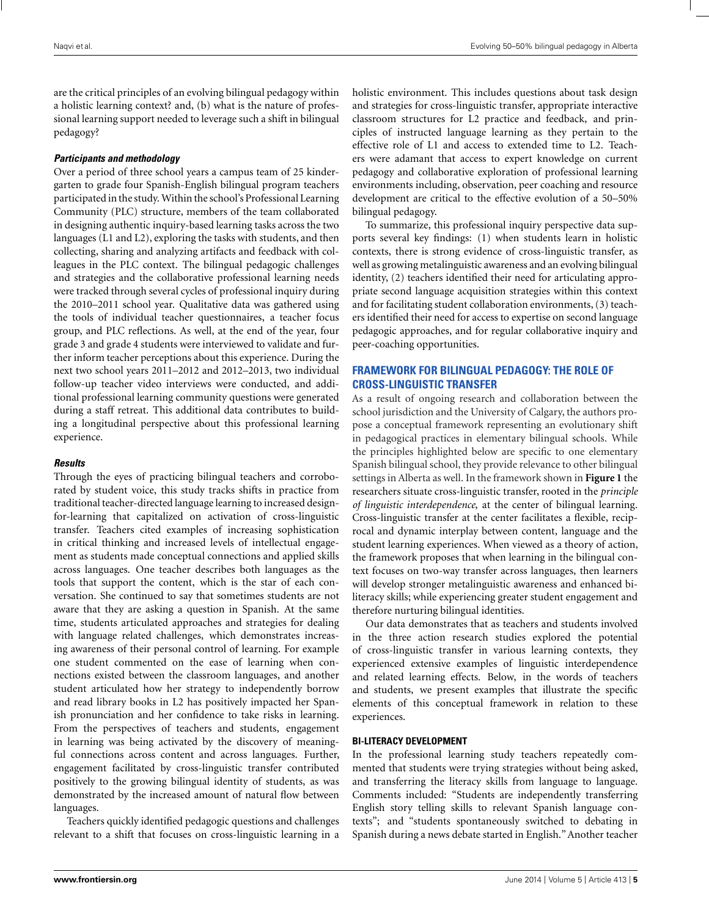are the critical principles of an evolving bilingual pedagogy within a holistic learning context? and, (b) what is the nature of professional learning support needed to leverage such a shift in bilingual pedagogy?

#### *Participants and methodology*

Over a period of three school years a campus team of 25 kindergarten to grade four Spanish-English bilingual program teachers participated in the study. Within the school's Professional Learning Community (PLC) structure, members of the team collaborated in designing authentic inquiry-based learning tasks across the two languages (L1 and L2), exploring the tasks with students, and then collecting, sharing and analyzing artifacts and feedback with colleagues in the PLC context. The bilingual pedagogic challenges and strategies and the collaborative professional learning needs were tracked through several cycles of professional inquiry during the 2010–2011 school year. Qualitative data was gathered using the tools of individual teacher questionnaires, a teacher focus group, and PLC reflections. As well, at the end of the year, four grade 3 and grade 4 students were interviewed to validate and further inform teacher perceptions about this experience. During the next two school years 2011–2012 and 2012–2013, two individual follow-up teacher video interviews were conducted, and additional professional learning community questions were generated during a staff retreat. This additional data contributes to building a longitudinal perspective about this professional learning experience.

#### *Results*

Through the eyes of practicing bilingual teachers and corroborated by student voice, this study tracks shifts in practice from traditional teacher-directed language learning to increased design-for-learning that capitalized on activation of cross-linguistic transfer. Teachers cited examples of increasing sophistication in critical thinking and increased levels of intellectual engagement as students made conceptual connections and applied skills across languages. One teacher describes both languages as the tools that support the content, which is the star of each conversation. She continued to say that sometimes students are not aware that they are asking a question in Spanish. At the same time, students articulated approaches and strategies for dealing with language related challenges, which demonstrates increasing awareness of their personal control of learning. For example one student commented on the ease of learning when connections existed between the classroom languages, and another student articulated how her strategy to independently borrow and read library books in L2 has positively impacted her Spanish pronunciation and her confidence to take risks in learning. From the perspectives of teachers and students, engagement in learning was being activated by the discovery of meaningful connections across content and across languages. Further, engagement facilitated by cross-linguistic transfer contributed positively to the growing bilingual identity of students, as was demonstrated by the increased amount of natural flow between languages.

Teachers quickly identified pedagogic questions and challenges relevant to a shift that focuses on cross-linguistic learning in a holistic environment. This includes questions about task design and strategies for cross-linguistic transfer, appropriate interactive classroom structures for L2 practice and feedback, and principles of instructed language learning as they pertain to the effective role of L1 and access to extended time to L2. Teachers were adamant that access to expert knowledge on current pedagogy and collaborative exploration of professional learning environments including, observation, peer coaching and resource development are critical to the effective evolution of a 50–50% bilingual pedagogy.

To summarize, this professional inquiry perspective data supports several key findings: (1) when students learn in holistic contexts, there is strong evidence of cross-linguistic transfer, as well as growing metalinguistic awareness and an evolving bilingual identity, (2) teachers identified their need for articulating appropriate second language acquisition strategies within this context and for facilitating student collaboration environments, (3) teachers identified their need for access to expertise on second language pedagogic approaches, and for regular collaborative inquiry and peer-coaching opportunities.

## FRAMEWORK FOR BILINGUAL PEDAGOGY: THE ROLE OF CROSS-LINGUISTIC TRANSFER

As a result of ongoing research and collaboration between the school jurisdiction and the University of Calgary, the authors propose a conceptual framework representing an evolutionary shift in pedagogical practices in elementary bilingual schools. While the principles highlighted below are specific to one elementary Spanish bilingual school, they provide relevance to other bilingual settings in Alberta as well. In the framework shown in **Figure 1** the researchers situate cross-linguistic transfer, rooted in the *principle of linguistic interdependence*, at the center of bilingual learning. Cross-linguistic transfer at the center facilitates a flexible, reciprocal and dynamic interplay between content, language and the student learning experiences. When viewed as a theory of action, the framework proposes that when learning in the bilingual context focuses on two-way transfer across languages, then learners will develop stronger metalinguistic awareness and enhanced biliteracy skills; while experiencing greater student engagement and therefore nurturing bilingual identities.

Our data demonstrates that as teachers and students involved in the three action research studies explored the potential of cross-linguistic transfer in various learning contexts, they experienced extensive examples of linguistic interdependence and related learning effects. Below, in the words of teachers and students, we present examples that illustrate the specific elements of this conceptual framework in relation to these experiences.

### BI-LITERACY DEVELOPMENT

In the professional learning study teachers repeatedly commented that students were trying strategies without being asked, and transferring the literacy skills from language to language. Comments included: "Students are independently transferring English story telling skills to relevant Spanish language contexts"; and "students spontaneously switched to debating in Spanish during a news debate started in English." Another teacher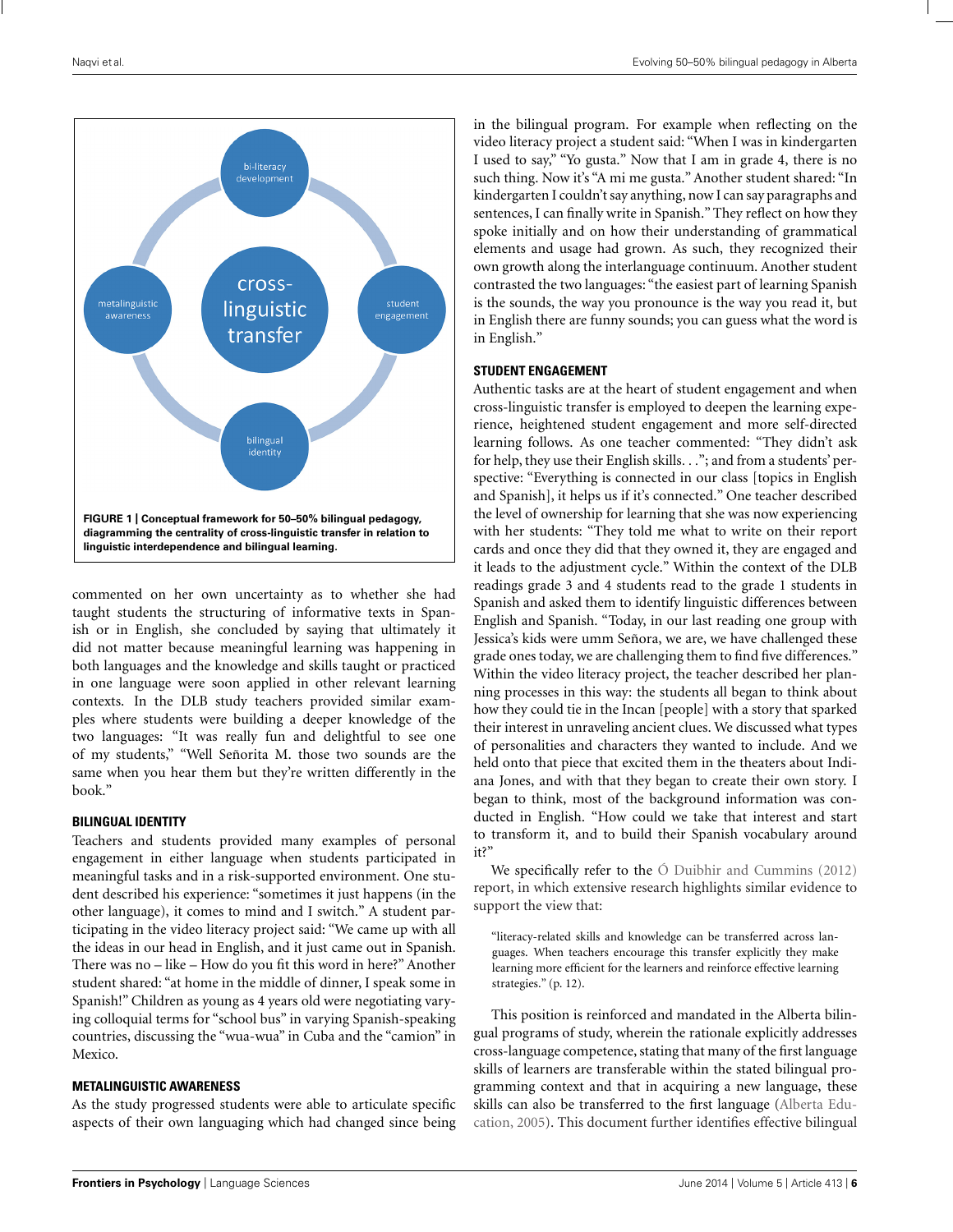bi-literacy development

student engagement

bilingual identity

metalinguistic awareness

cross-linguistic transfer

**FIGURE 1 | Conceptual framework for 50–50% bilingual pedagogy, diagramming the centrality of cross-linguistic transfer in relation to linguistic interdependence and bilingual learning.**

commented on her own uncertainty as to whether she had taught students the structuring of informative texts in Spanish or in English, she concluded by saying that ultimately it did not matter because meaningful learning was happening in both languages and the knowledge and skills taught or practiced in one language were soon applied in other relevant learning contexts. In the DLB study teachers provided similar examples where students were building a deeper knowledge of the two languages: "It was really fun and delightful to see one of my students," "Well Señorita M. those two sounds are the same when you hear them but they're written differently in the book."

### BILINGUAL IDENTITY

Teachers and students provided many examples of personal engagement in either language when students participated in meaningful tasks and in a risk-supported environment. One student described his experience: "sometimes it just happens (in the other language), it comes to mind and I switch." A student participating in the video literacy project said: "We came up with all the ideas in our head in English, and it just came out in Spanish. There was no – like – How do you fit this word in here?" Another student shared: "at home in the middle of dinner, I speak some in Spanish!" Children as young as 4 years old were negotiating varying colloquial terms for "school bus" in varying Spanish-speaking countries, discussing the "wua-wua" in Cuba and the "camion" in Mexico.

### METALINGUISTIC AWARENESS

As the study progressed students were able to articulate specific aspects of their own languaging which had changed since being in the bilingual program. For example when reflecting on the video literacy project a student said: "When I was in kindergarten I used to say," "Yo gusta." Now that I am in grade 4, there is no such thing. Now it's "A mi me gusta." Another student shared: "In kindergarten I couldn't say anything, now I can say paragraphs and sentences, I can finally write in Spanish." They reflect on how they spoke initially and on how their understanding of grammatical elements and usage had grown. As such, they recognized their own growth along the interlanguage continuum. Another student contrasted the two languages: "the easiest part of learning Spanish is the sounds, the way you pronounce is the way you read it, but in English there are funny sounds; you can guess what the word is in English."

### STUDENT ENGAGEMENT

Authentic tasks are at the heart of student engagement and when cross-linguistic transfer is employed to deepen the learning experience, heightened student engagement and more self-directed learning follows. As one teacher commented: "They didn't ask for help, they use their English skills. . ."; and from a students' perspective: "Everything is connected in our class [topics in English and Spanish], it helps us if it's connected." One teacher described the level of ownership for learning that she was now experiencing with her students: "They told me what to write on their report cards and once they did that they owned it, they are engaged and it leads to the adjustment cycle." Within the context of the DLB readings grade 3 and 4 students read to the grade 1 students in Spanish and asked them to identify linguistic differences between English and Spanish. "Today, in our last reading one group with Jessica's kids were umm Señora, we are, we have challenged these grade ones today, we are challenging them to find five differences." Within the video literacy project, the teacher described her planning processes in this way: the students all began to think about how they could tie in the Incan [people] with a story that sparked their interest in unraveling ancient clues. We discussed what types of personalities and characters they wanted to include. And we held onto that piece that excited them in the theaters about Indiana Jones, and with that they began to create their own story. I began to think, most of the background information was conducted in English. "How could we take that interest and start to transform it, and to build their Spanish vocabulary around it?"

We specifically refer to the Ó Duibhir and Cummins (2012) report, in which extensive research highlights similar evidence to support the view that:

> "literacy-related skills and knowledge can be transferred across languages. When teachers encourage this transfer explicitly they make learning more efficient for the learners and reinforce effective learning strategies." (p. 12).

This position is reinforced and mandated in the Alberta bilingual programs of study, wherein the rationale explicitly addresses cross-language competence, stating that many of the first language skills of learners are transferable within the stated bilingual programming context and that in acquiring a new language, these skills can also be transferred to the first language (Alberta Education, 2005). This document further identifies effective bilingual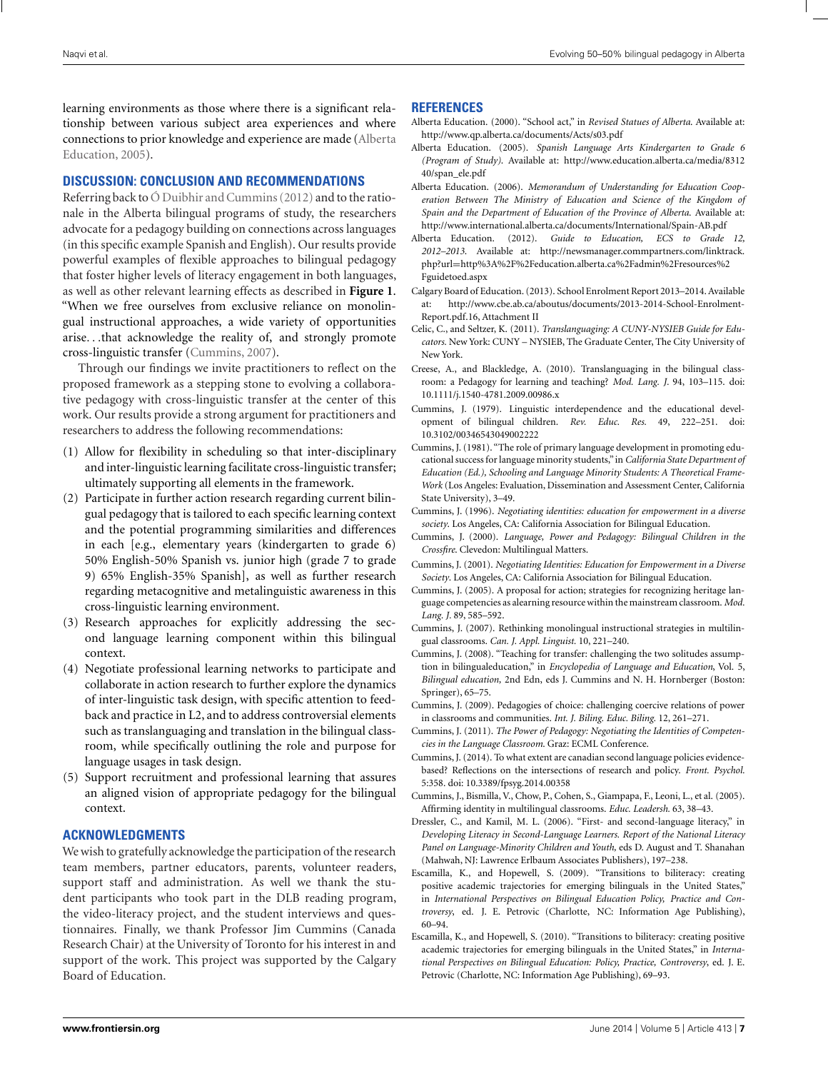learning environments as those where there is a significant relationship between various subject area experiences and where connections to prior knowledge and experience are made (Alberta Education, 2005).

## DISCUSSION: CONCLUSION AND RECOMMENDATIONS

Referring back to Ó Duibhir and Cummins (2012) and to the rationale in the Alberta bilingual programs of study, the researchers advocate for a pedagogy building on connections across languages (in this specific example Spanish and English). Our results provide powerful examples of flexible approaches to bilingual pedagogy that foster higher levels of literacy engagement in both languages, as well as other relevant learning effects as described in **Figure 1**. "When we free ourselves from exclusive reliance on monolingual instructional approaches, a wide variety of opportunities arise…that acknowledge the reality of, and strongly promote cross-linguistic transfer (Cummins, 2007).

Through our findings we invite practitioners to reflect on the proposed framework as a stepping stone to evolving a collaborative pedagogy with cross-linguistic transfer at the center of this work. Our results provide a strong argument for practitioners and researchers to address the following recommendations:

(1) Allow for flexibility in scheduling so that inter-disciplinary and inter-linguistic learning facilitate cross-linguistic transfer; ultimately supporting all elements in the framework.
(2) Participate in further action research regarding current bilingual pedagogy that is tailored to each specific learning context and the potential programming similarities and differences in each [e.g., elementary years (kindergarten to grade 6) 50% English-50% Spanish vs. junior high (grade 7 to grade 9) 65% English-35% Spanish], as well as further research regarding metacognitive and metalinguistic awareness in this cross-linguistic learning environment.
(3) Research approaches for explicitly addressing the second language learning component within this bilingual context.
(4) Negotiate professional learning networks to participate and collaborate in action research to further explore the dynamics of inter-linguistic task design, with specific attention to feedback and practice in L2, and to address controversial elements such as translanguaging and translation in the bilingual classroom, while specifically outlining the role and purpose for language usages in task design.
(5) Support recruitment and professional learning that assures an aligned vision of appropriate pedagogy for the bilingual context.

## ACKNOWLEDGMENTS

We wish to gratefully acknowledge the participation of the research team members, partner educators, parents, volunteer readers, support staff and administration. As well we thank the student participants who took part in the DLB reading program, the video-literacy project, and the student interviews and questionnaires. Finally, we thank Professor Jim Cummins (Canada Research Chair) at the University of Toronto for his interest in and support of the work. This project was supported by the Calgary Board of Education.

## REFERENCES

Alberta Education. (2000). "School act," in *Revised Statues of Alberta.* Available at: http://www.qp.alberta.ca/documents/Acts/s03.pdf

Alberta Education. (2005). *Spanish Language Arts Kindergarten to Grade 6 (Program of Study).* Available at: http://www.education.alberta.ca/media/831240/span_ele.pdf

Alberta Education. (2006). *Memorandum of Understanding for Education Cooperation Between The Ministry of Education and Science of the Kingdom of Spain and the Department of Education of the Province of Alberta.* Available at: http://www.international.alberta.ca/documents/International/Spain-AB.pdf

Alberta Education. (2012). *Guide to Education, ECS to Grade 12, 2012–2013.* Available at: http://newsmanager.commpartners.com/linktrack.php?url=http%3A%2F%2Feducation.alberta.ca%2Fadmin%2Fresources%2Fguidetoed.aspx

Calgary Board of Education. (2013). School Enrolment Report 2013–2014. Available at: http://www.cbe.ab.ca/aboutus/documents/2013-2014-School-Enrolment-Report.pdf.16, Attachment II

Celic, C., and Seltzer, K. (2011). *Translanguaging: A CUNY-NYSIEB Guide for Educators.* New York: CUNY – NYSIEB, The Graduate Center, The City University of New York.

Creese, A., and Blackledge, A. (2010). Translanguaging in the bilingual classroom: a Pedagogy for learning and teaching? *Mod. Lang. J.* 94, 103–115. doi: 10.1111/j.1540-4781.2009.00986.x

Cummins, J. (1979). Linguistic interdependence and the educational development of bilingual children. *Rev. Educ. Res.* 49, 222–251. doi: 10.3102/00346543049002222

Cummins, J. (1981). "The role of primary language development in promoting educational success for language minority students," in *California State Department of Education (Ed.), Schooling and Language Minority Students: A Theoretical Frame-Work* (Los Angeles: Evaluation, Dissemination and Assessment Center, California State University), 3–49.

Cummins, J. (1996). *Negotiating identities: education for empowerment in a diverse society.* Los Angeles, CA: California Association for Bilingual Education.

Cummins, J. (2000). *Language, Power and Pedagogy: Bilingual Children in the Crossfire.* Clevedon: Multilingual Matters.

Cummins, J. (2001). *Negotiating Identities: Education for Empowerment in a Diverse Society.* Los Angeles, CA: California Association for Bilingual Education.

Cummins, J. (2005). A proposal for action; strategies for recognizing heritage language competencies as alearning resource within the mainstream classroom. *Mod. Lang. J.* 89, 585–592.

Cummins, J. (2007). Rethinking monolingual instructional strategies in multilingual classrooms. *Can. J. Appl. Linguist.* 10, 221–240.

Cummins, J. (2008). "Teaching for transfer: challenging the two solitudes assumption in bilingualeducation," in *Encyclopedia of Language and Education*, Vol. 5, *Bilingual education,* 2nd Edn, eds J. Cummins and N. H. Hornberger (Boston: Springer), 65–75.

Cummins, J. (2009). Pedagogies of choice: challenging coercive relations of power in classrooms and communities. *Int. J. Biling. Educ. Biling.* 12, 261–271.

Cummins, J. (2011). *The Power of Pedagogy: Negotiating the Identities of Competencies in the Language Classroom.* Graz: ECML Conference.

Cummins, J. (2014). To what extent are canadian second language policies evidence-based? Reflections on the intersections of research and policy. *Front. Psychol.* 5:358. doi: 10.3389/fpsyg.2014.00358

Cummins, J., Bismilla, V., Chow, P., Cohen, S., Giampapa, F., Leoni, L., et al. (2005). Affirming identity in multilingual classrooms. *Educ. Leadersh.* 63, 38–43.

Dressler, C., and Kamil, M. L. (2006). "First- and second-language literacy," in *Developing Literacy in Second-Language Learners. Report of the National Literacy Panel on Language-Minority Children and Youth,* eds D. August and T. Shanahan (Mahwah, NJ: Lawrence Erlbaum Associates Publishers), 197–238.

Escamilla, K., and Hopewell, S. (2009). "Transitions to biliteracy: creating positive academic trajectories for emerging bilinguals in the United States," in *International Perspectives on Bilingual Education Policy, Practice and Controversy*, ed. J. E. Petrovic (Charlotte, NC: Information Age Publishing), 60–94.

Escamilla, K., and Hopewell, S. (2010). "Transitions to biliteracy: creating positive academic trajectories for emerging bilinguals in the United States," in *International Perspectives on Bilingual Education: Policy, Practice, Controversy*, ed. J. E. Petrovic (Charlotte, NC: Information Age Publishing), 69–93.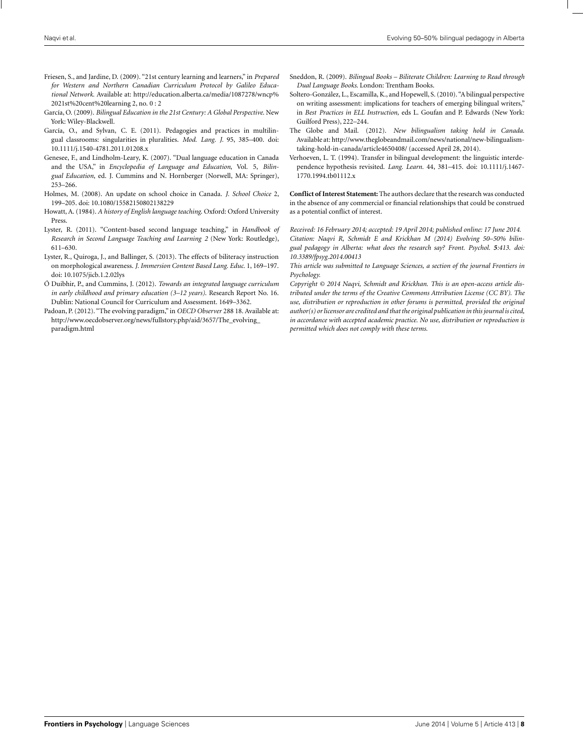Friesen, S., and Jardine, D. (2009). "21st century learning and learners," in *Prepared for Western and Northern Canadian Curriculum Protocol by Galileo Educational Network.* Available at: http://education.alberta.ca/media/1087278/wncp%2021st%20cent%20learning 2, no. 0 : 2

García, O. (2009). *Bilingual Education in the 21st Century: A Global Perspective.* New York: Wiley-Blackwell.

García, O., and Sylvan, C. E. (2011). Pedagogies and practices in multilingual classrooms: singularities in pluralities. *Mod. Lang. J.* 95, 385–400. doi: 10.1111/j.1540-4781.2011.01208.x

Genesee, F., and Lindholm-Leary, K. (2007). "Dual language education in Canada and the USA," in *Encyclopedia of Language and Education,* Vol. 5, *Bilingual Education*, ed. J. Cummins and N. Hornberger (Norwell, MA: Springer), 253–266.

Holmes, M. (2008). An update on school choice in Canada. *J. School Choice* 2, 199–205. doi: 10.1080/15582150802138229

Howatt, A. (1984). *A history of English language teaching.* Oxford: Oxford University Press.

Lyster, R. (2011). "Content-based second language teaching," in *Handbook of Research in Second Language Teaching and Learning 2* (New York: Routledge), 611–630.

Lyster, R., Quiroga, J., and Ballinger, S. (2013). The effects of biliteracy instruction on morphological awareness. *J. Immersion Content Based Lang. Educ.* 1, 169–197. doi: 10.1075/jicb.1.2.02lys

Ó Duibhir, P., and Cummins, J. (2012). *Towards an integrated language curriculum in early childhood and primary education (3–12 years)*. Research Report No. 16. Dublin: National Council for Curriculum and Assessment. 1649–3362.

Padoan, P. (2012). "The evolving paradigm," in *OECD Observer* 288 18. Available at: http://www.oecdobserver.org/news/fullstory.php/aid/3657/The_evolving_paradigm.html

Sneddon, R. (2009). *Bilingual Books – Biliterate Children: Learning to Read through Dual Language Books.* London: Trentham Books.

Soltero-González, L., Escamilla, K., and Hopewell, S. (2010). "A bilingual perspective on writing assessment: implications for teachers of emerging bilingual writers," in *Best Practices in ELL Instruction,* eds L. Goufan and P. Edwards (New York: Guilford Press), 222–244.

The Globe and Mail. (2012). *New bilingualism taking hold in Canada.* Available at: http://www.theglobeandmail.com/news/national/new-bilingualism-taking-hold-in-canada/article4650408/ (accessed April 28, 2014).

Verhoeven, L. T. (1994). Transfer in bilingual development: the linguistic interdependence hypothesis revisited. *Lang. Learn.* 44, 381–415. doi: 10.1111/j.1467-1770.1994.tb01112.x

**Conflict of Interest Statement:** The authors declare that the research was conducted in the absence of any commercial or financial relationships that could be construed as a potential conflict of interest.

*Received: 16 February 2014; accepted: 19 April 2014; published online: 17 June 2014.*

*Citation: Naqvi R, Schmidt E and Krickhan M (2014) Evolving 50–50% bilingual pedagogy in Alberta: what does the research say? Front. Psychol.* ***5****:413. doi: 10.3389/fpsyg.2014.00413*

*This article was submitted to Language Sciences, a section of the journal Frontiers in Psychology.*

*Copyright © 2014 Naqvi, Schmidt and Krickhan. This is an open-access article distributed under the terms of the Creative Commons Attribution License (CC BY). The use, distribution or reproduction in other forums is permitted, provided the original author(s) or licensor are credited and that the original publication in this journal is cited, in accordance with accepted academic practice. No use, distribution or reproduction is permitted which does not comply with these terms.*